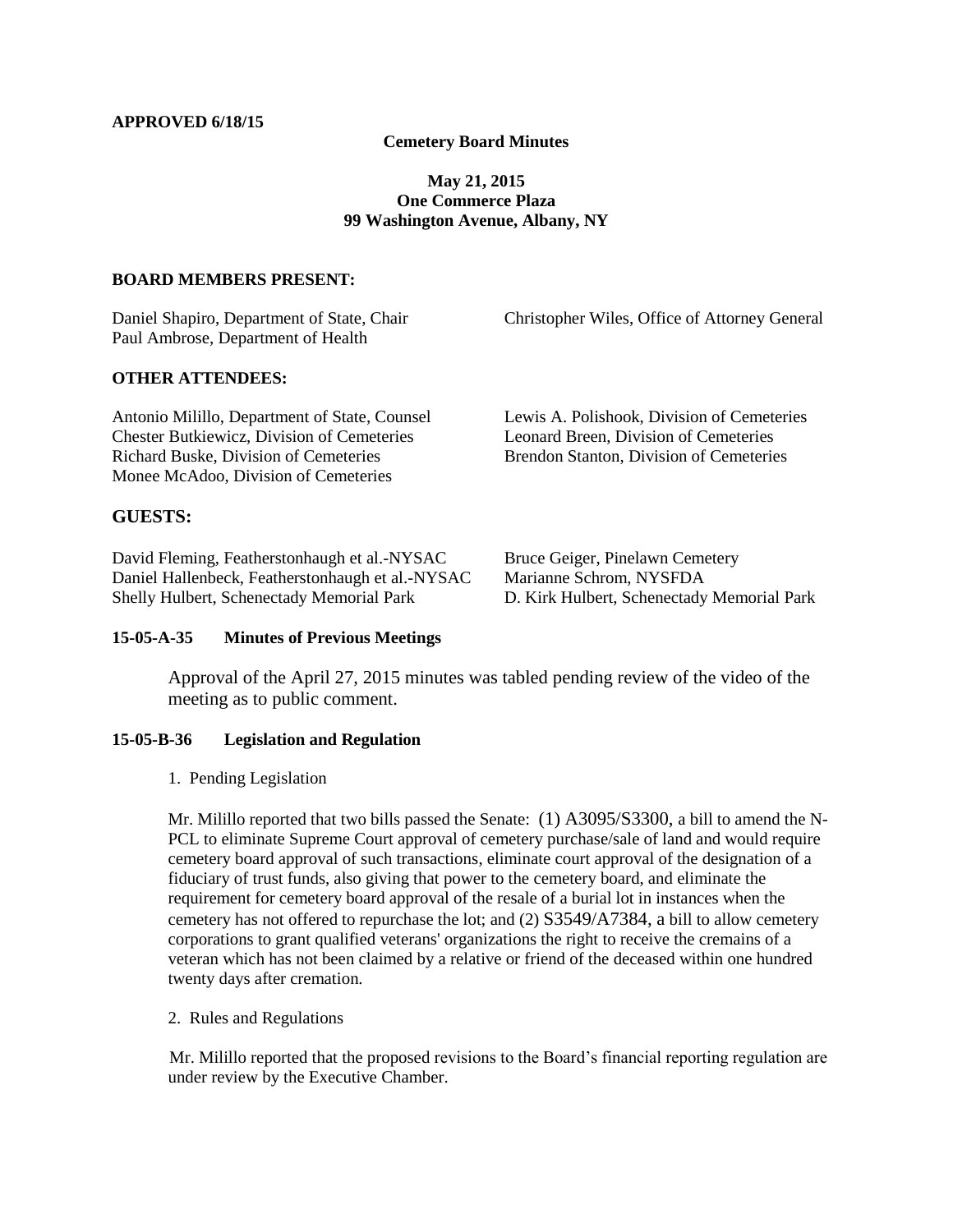**APPROVED 6/18/15**

# Cemetery Board Minutes

**May 21, 2015**
**One Commerce Plaza**
**99 Washington Avenue, Albany, NY**

## BOARD MEMBERS PRESENT:

Daniel Shapiro, Department of State, Chair
Paul Ambrose, Department of Health
Christopher Wiles, Office of Attorney General

## OTHER ATTENDEES:

Antonio Milillo, Department of State, Counsel
Chester Butkiewicz, Division of Cemeteries
Richard Buske, Division of Cemeteries
Monee McAdoo, Division of Cemeteries
Lewis A. Polishook, Division of Cemeteries
Leonard Breen, Division of Cemeteries
Brendon Stanton, Division of Cemeteries

## GUESTS:

David Fleming, Featherstonhaugh et al.-NYSAC
Daniel Hallenbeck, Featherstonhaugh et al.-NYSAC
Shelly Hulbert, Schenectady Memorial Park
Bruce Geiger, Pinelawn Cemetery
Marianne Schrom, NYSFDA
D. Kirk Hulbert, Schenectady Memorial Park

### 15-05-A-35 Minutes of Previous Meetings

Approval of the April 27, 2015 minutes was tabled pending review of the video of the meeting as to public comment.

### 15-05-B-36 Legislation and Regulation

1. Pending Legislation

Mr. Milillo reported that two bills passed the Senate: (1) A3095/S3300, a bill to amend the N-PCL to eliminate Supreme Court approval of cemetery purchase/sale of land and would require cemetery board approval of such transactions, eliminate court approval of the designation of a fiduciary of trust funds, also giving that power to the cemetery board, and eliminate the requirement for cemetery board approval of the resale of a burial lot in instances when the cemetery has not offered to repurchase the lot; and (2) S3549/A7384, a bill to allow cemetery corporations to grant qualified veterans' organizations the right to receive the cremains of a veteran which has not been claimed by a relative or friend of the deceased within one hundred twenty days after cremation.

2. Rules and Regulations

Mr. Milillo reported that the proposed revisions to the Board's financial reporting regulation are under review by the Executive Chamber.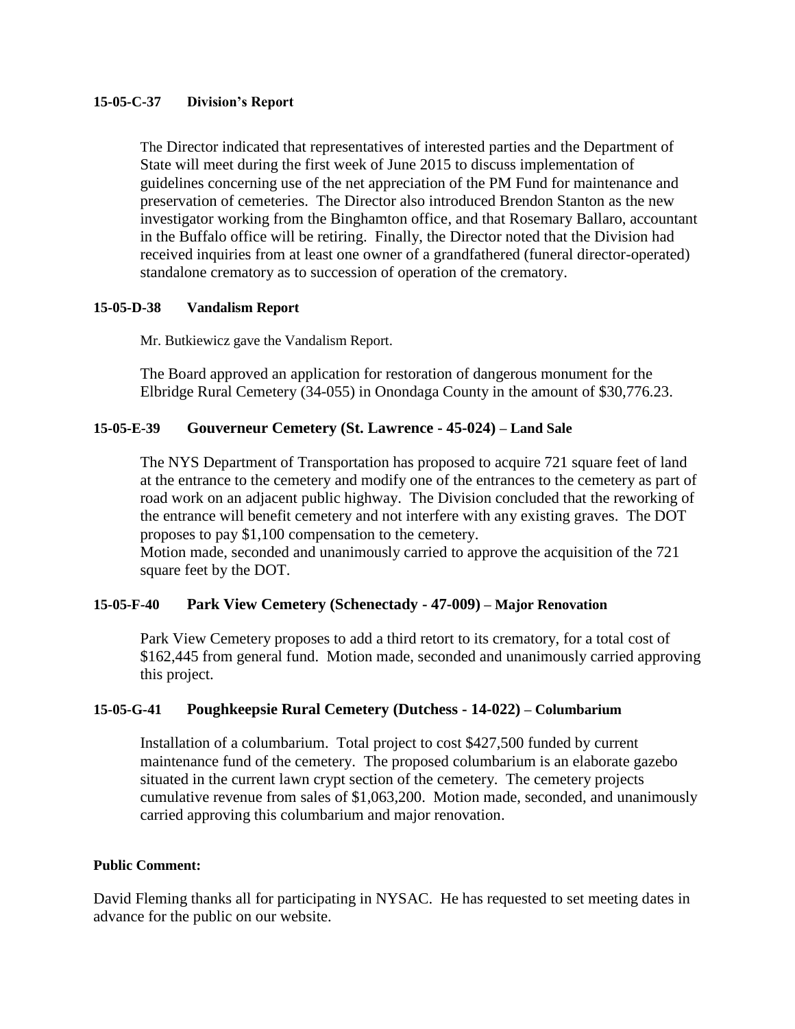**15-05-C-37 Division's Report**

The Director indicated that representatives of interested parties and the Department of State will meet during the first week of June 2015 to discuss implementation of guidelines concerning use of the net appreciation of the PM Fund for maintenance and preservation of cemeteries. The Director also introduced Brendon Stanton as the new investigator working from the Binghamton office, and that Rosemary Ballaro, accountant in the Buffalo office will be retiring. Finally, the Director noted that the Division had received inquiries from at least one owner of a grandfathered (funeral director-operated) standalone crematory as to succession of operation of the crematory.

**15-05-D-38 Vandalism Report**

Mr. Butkiewicz gave the Vandalism Report.

The Board approved an application for restoration of dangerous monument for the Elbridge Rural Cemetery (34-055) in Onondaga County in the amount of $30,776.23.

**15-05-E-39 Gouverneur Cemetery (St. Lawrence - 45-024) – Land Sale**

The NYS Department of Transportation has proposed to acquire 721 square feet of land at the entrance to the cemetery and modify one of the entrances to the cemetery as part of road work on an adjacent public highway. The Division concluded that the reworking of the entrance will benefit cemetery and not interfere with any existing graves. The DOT proposes to pay $1,100 compensation to the cemetery.
Motion made, seconded and unanimously carried to approve the acquisition of the 721 square feet by the DOT.

**15-05-F-40 Park View Cemetery (Schenectady - 47-009) – Major Renovation**

Park View Cemetery proposes to add a third retort to its crematory, for a total cost of $162,445 from general fund. Motion made, seconded and unanimously carried approving this project.

**15-05-G-41 Poughkeepsie Rural Cemetery (Dutchess - 14-022) – Columbarium**

Installation of a columbarium. Total project to cost $427,500 funded by current maintenance fund of the cemetery. The proposed columbarium is an elaborate gazebo situated in the current lawn crypt section of the cemetery. The cemetery projects cumulative revenue from sales of $1,063,200. Motion made, seconded, and unanimously carried approving this columbarium and major renovation.

**Public Comment:**

David Fleming thanks all for participating in NYSAC. He has requested to set meeting dates in advance for the public on our website.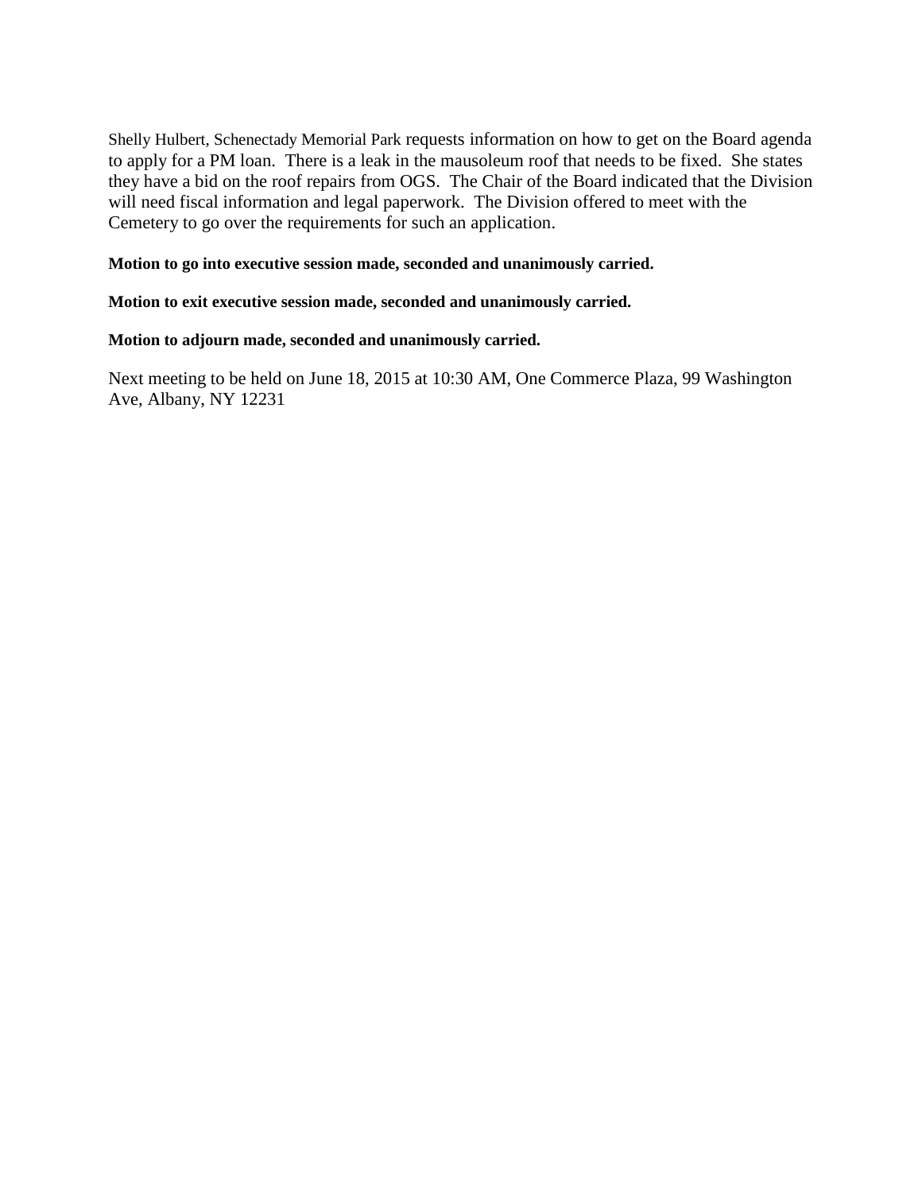Shelly Hulbert, Schenectady Memorial Park requests information on how to get on the Board agenda to apply for a PM loan. There is a leak in the mausoleum roof that needs to be fixed. She states they have a bid on the roof repairs from OGS. The Chair of the Board indicated that the Division will need fiscal information and legal paperwork. The Division offered to meet with the Cemetery to go over the requirements for such an application.

**Motion to go into executive session made, seconded and unanimously carried.**

**Motion to exit executive session made, seconded and unanimously carried.**

**Motion to adjourn made, seconded and unanimously carried.**

Next meeting to be held on June 18, 2015 at 10:30 AM, One Commerce Plaza, 99 Washington Ave, Albany, NY 12231